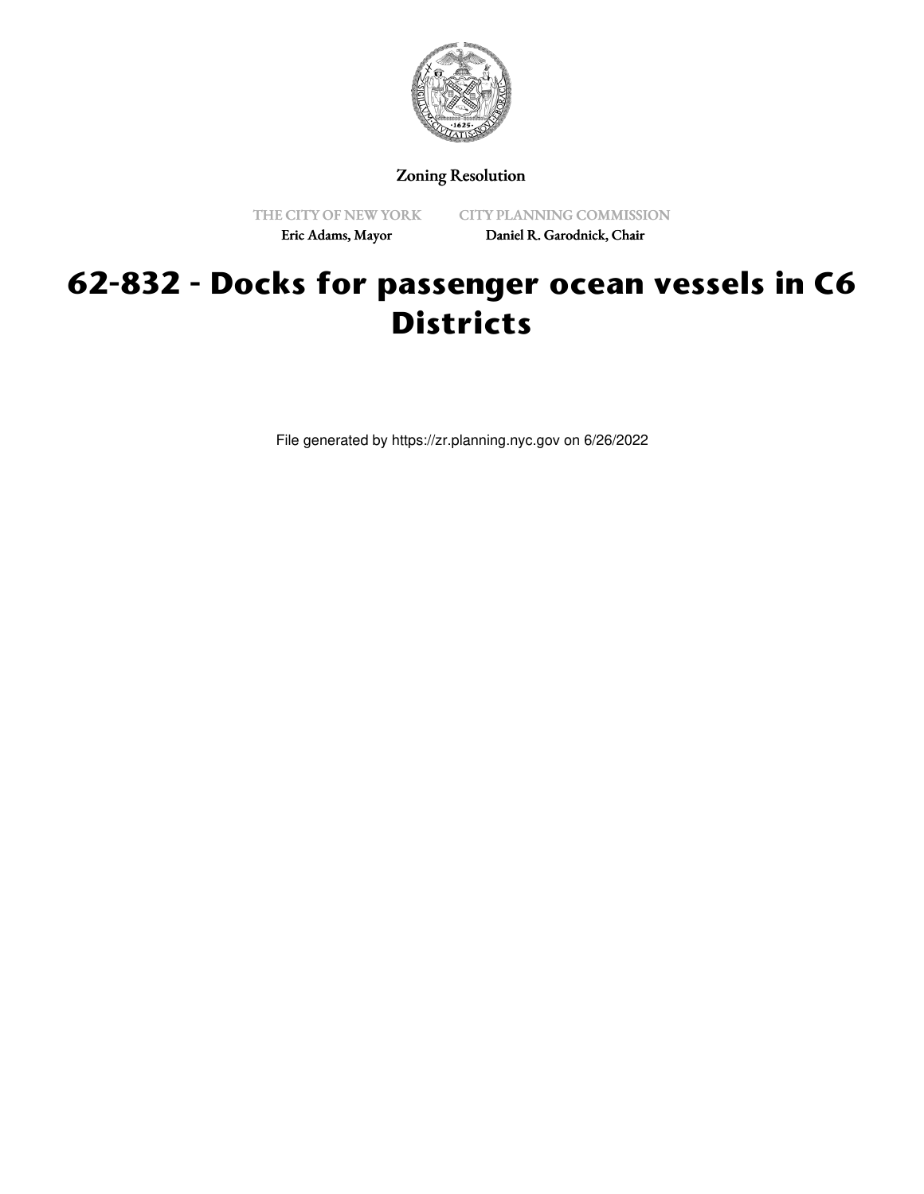Zoning Resolution

THE CITY OF NEW YORK
Eric Adams, Mayor

CITY PLANNING COMMISSION
Daniel R. Garodnick, Chair

# 62-832 - Docks for passenger ocean vessels in C6 Districts

File generated by https://zr.planning.nyc.gov on 6/26/2022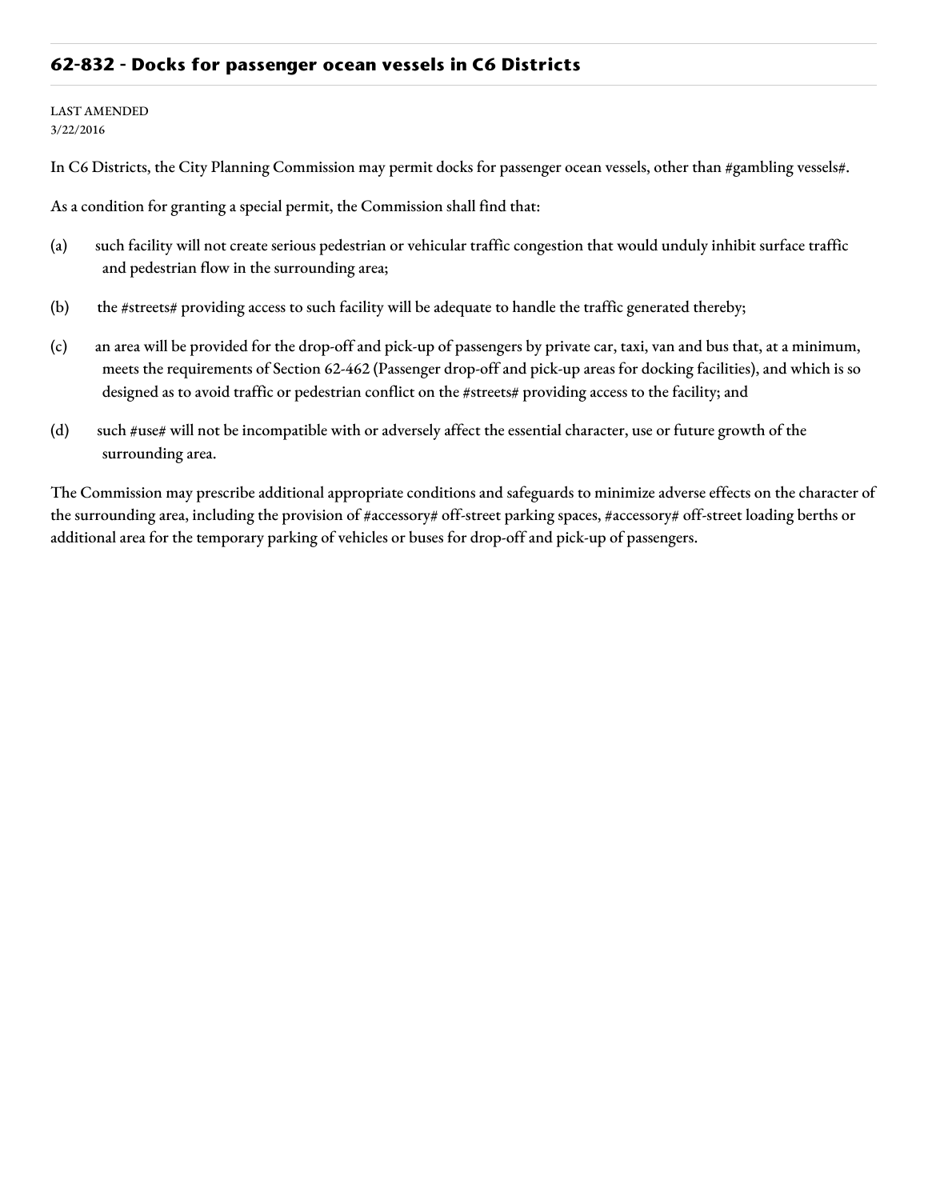## 62-832 - Docks for passenger ocean vessels in C6 Districts

LAST AMENDED
3/22/2016

In C6 Districts, the City Planning Commission may permit docks for passenger ocean vessels, other than #gambling vessels#.

As a condition for granting a special permit, the Commission shall find that:

(a) such facility will not create serious pedestrian or vehicular traffic congestion that would unduly inhibit surface traffic and pedestrian flow in the surrounding area;

(b) the #streets# providing access to such facility will be adequate to handle the traffic generated thereby;

(c) an area will be provided for the drop-off and pick-up of passengers by private car, taxi, van and bus that, at a minimum, meets the requirements of Section 62-462 (Passenger drop-off and pick-up areas for docking facilities), and which is so designed as to avoid traffic or pedestrian conflict on the #streets# providing access to the facility; and

(d) such #use# will not be incompatible with or adversely affect the essential character, use or future growth of the surrounding area.

The Commission may prescribe additional appropriate conditions and safeguards to minimize adverse effects on the character of the surrounding area, including the provision of #accessory# off-street parking spaces, #accessory# off-street loading berths or additional area for the temporary parking of vehicles or buses for drop-off and pick-up of passengers.